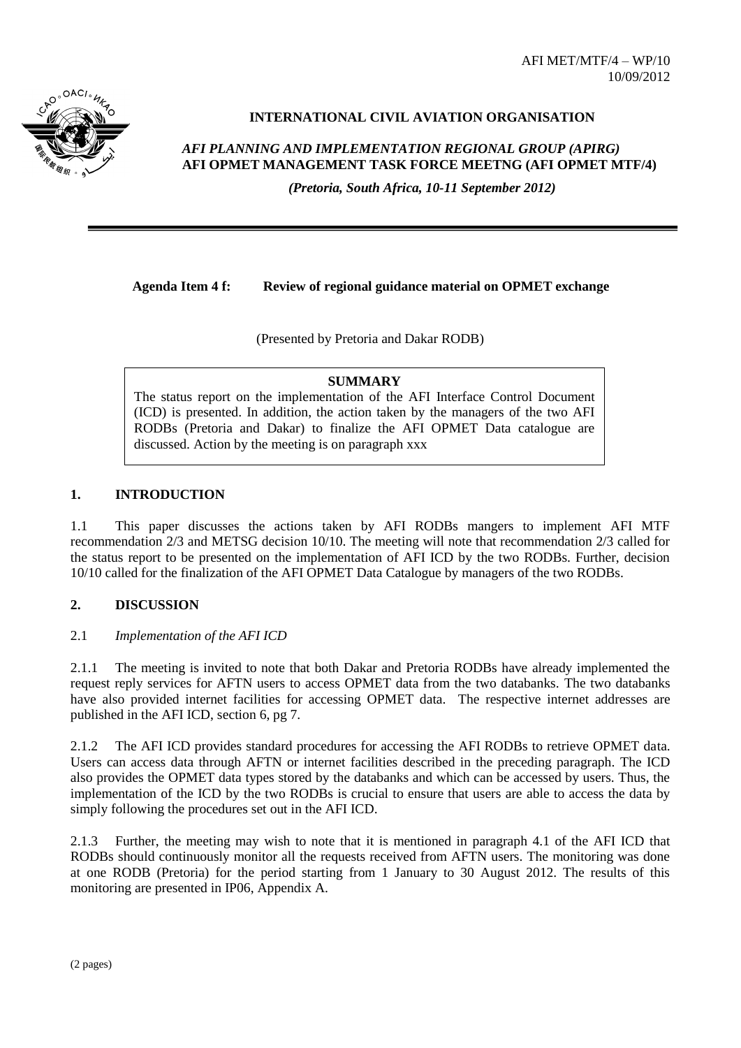AFI MET/MTF/4 – WP/10
10/09/2012

**INTERNATIONAL CIVIL AVIATION ORGANISATION**

***AFI PLANNING AND IMPLEMENTATION REGIONAL GROUP (APIRG)***
**AFI OPMET MANAGEMENT TASK FORCE MEETNG (AFI OPMET MTF/4)**

***(Pretoria, South Africa, 10-11 September 2012)***

---

**Agenda Item 4 f: Review of regional guidance material on OPMET exchange**

(Presented by Pretoria and Dakar RODB)

**SUMMARY**

The status report on the implementation of the AFI Interface Control Document (ICD) is presented. In addition, the action taken by the managers of the two AFI RODBs (Pretoria and Dakar) to finalize the AFI OPMET Data catalogue are discussed. Action by the meeting is on paragraph xxx

## 1. INTRODUCTION

1.1 This paper discusses the actions taken by AFI RODBs mangers to implement AFI MTF recommendation 2/3 and METSG decision 10/10. The meeting will note that recommendation 2/3 called for the status report to be presented on the implementation of AFI ICD by the two RODBs. Further, decision 10/10 called for the finalization of the AFI OPMET Data Catalogue by managers of the two RODBs.

## 2. DISCUSSION

2.1 *Implementation of the AFI ICD*

2.1.1 The meeting is invited to note that both Dakar and Pretoria RODBs have already implemented the request reply services for AFTN users to access OPMET data from the two databanks. The two databanks have also provided internet facilities for accessing OPMET data. The respective internet addresses are published in the AFI ICD, section 6, pg 7.

2.1.2 The AFI ICD provides standard procedures for accessing the AFI RODBs to retrieve OPMET data. Users can access data through AFTN or internet facilities described in the preceding paragraph. The ICD also provides the OPMET data types stored by the databanks and which can be accessed by users. Thus, the implementation of the ICD by the two RODBs is crucial to ensure that users are able to access the data by simply following the procedures set out in the AFI ICD.

2.1.3 Further, the meeting may wish to note that it is mentioned in paragraph 4.1 of the AFI ICD that RODBs should continuously monitor all the requests received from AFTN users. The monitoring was done at one RODB (Pretoria) for the period starting from 1 January to 30 August 2012. The results of this monitoring are presented in IP06, Appendix A.

(2 pages)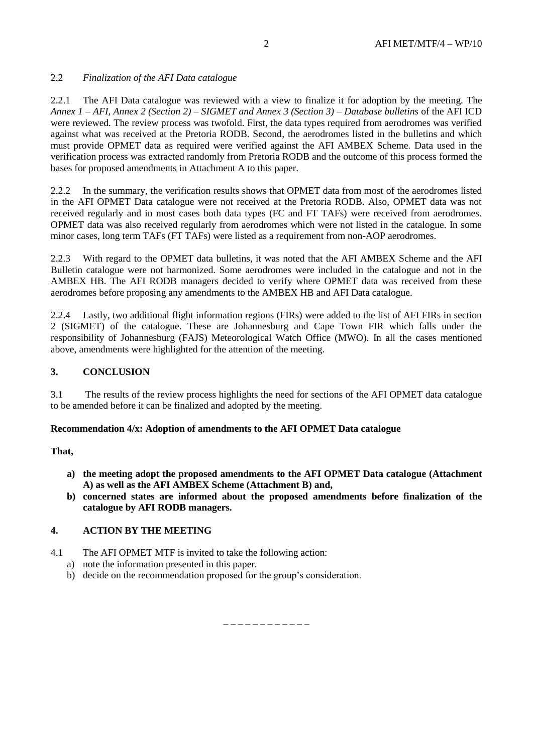2.2 *Finalization of the AFI Data catalogue*

2.2.1 The AFI Data catalogue was reviewed with a view to finalize it for adoption by the meeting. The *Annex 1 – AFI, Annex 2 (Section 2) – SIGMET and Annex 3 (Section 3) – Database bulletins* of the AFI ICD were reviewed. The review process was twofold. First, the data types required from aerodromes was verified against what was received at the Pretoria RODB. Second, the aerodromes listed in the bulletins and which must provide OPMET data as required were verified against the AFI AMBEX Scheme. Data used in the verification process was extracted randomly from Pretoria RODB and the outcome of this process formed the bases for proposed amendments in Attachment A to this paper.

2.2.2 In the summary, the verification results shows that OPMET data from most of the aerodromes listed in the AFI OPMET Data catalogue were not received at the Pretoria RODB. Also, OPMET data was not received regularly and in most cases both data types (FC and FT TAFs) were received from aerodromes. OPMET data was also received regularly from aerodromes which were not listed in the catalogue. In some minor cases, long term TAFs (FT TAFs) were listed as a requirement from non-AOP aerodromes.

2.2.3 With regard to the OPMET data bulletins, it was noted that the AFI AMBEX Scheme and the AFI Bulletin catalogue were not harmonized. Some aerodromes were included in the catalogue and not in the AMBEX HB. The AFI RODB managers decided to verify where OPMET data was received from these aerodromes before proposing any amendments to the AMBEX HB and AFI Data catalogue.

2.2.4 Lastly, two additional flight information regions (FIRs) were added to the list of AFI FIRs in section 2 (SIGMET) of the catalogue. These are Johannesburg and Cape Town FIR which falls under the responsibility of Johannesburg (FAJS) Meteorological Watch Office (MWO). In all the cases mentioned above, amendments were highlighted for the attention of the meeting.

## 3. CONCLUSION

3.1 The results of the review process highlights the need for sections of the AFI OPMET data catalogue to be amended before it can be finalized and adopted by the meeting.

**Recommendation 4/x: Adoption of amendments to the AFI OPMET Data catalogue**

**That,**

a) **the meeting adopt the proposed amendments to the AFI OPMET Data catalogue (Attachment A) as well as the AFI AMBEX Scheme (Attachment B) and,**
b) **concerned states are informed about the proposed amendments before finalization of the catalogue by AFI RODB managers.**

## 4. ACTION BY THE MEETING

4.1 The AFI OPMET MTF is invited to take the following action:

a) note the information presented in this paper.
b) decide on the recommendation proposed for the group's consideration.

– – – – – – – – – – – –